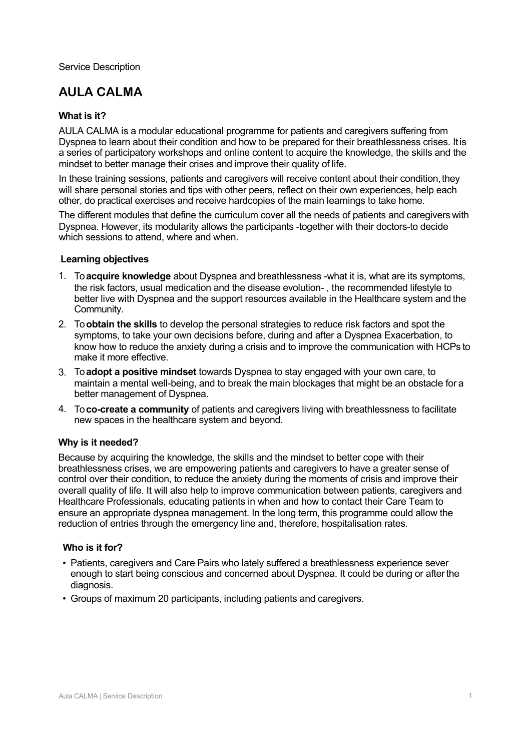Service Description

# AULA CALMA

### What is it?

AULA CALMA is a modular educational programme for patients and caregivers suffering from Dyspnea to learn about their condition and how to be prepared for their breathlessness crises. It is a series of participatory workshops and online content to acquire the knowledge, the skills and the mindset to better manage their crises and improve their quality of life.

In these training sessions, patients and caregivers will receive content about their condition, they will share personal stories and tips with other peers, reflect on their own experiences, help each other, do practical exercises and receive hardcopies of the main learnings to take home.

The different modules that define the curriculum cover all the needs of patients and caregivers with Dyspnea. However, its modularity allows the participants -together with their doctors- to decide which sessions to attend, where and when.

### Learning objectives

1. To **acquire knowledge** about Dyspnea and breathlessness -what it is, what are its symptoms, the risk factors, usual medication and the disease evolution- , the recommended lifestyle to better live with Dyspnea and the support resources available in the Healthcare system and the Community.
2. To **obtain the skills** to develop the personal strategies to reduce risk factors and spot the symptoms, to take your own decisions before, during and after a Dyspnea Exacerbation, to know how to reduce the anxiety during a crisis and to improve the communication with HCPs to make it more effective.
3. To **adopt a positive mindset** towards Dyspnea to stay engaged with your own care, to maintain a mental well-being, and to break the main blockages that might be an obstacle for a better management of Dyspnea.
4. To **co-create a community** of patients and caregivers living with breathlessness to facilitate new spaces in the healthcare system and beyond.

### Why is it needed?

Because by acquiring the knowledge, the skills and the mindset to better cope with their breathlessness crises, we are empowering patients and caregivers to have a greater sense of control over their condition, to reduce the anxiety during the moments of crisis and improve their overall quality of life. It will also help to improve communication between patients, caregivers and Healthcare Professionals, educating patients in when and how to contact their Care Team to ensure an appropriate dyspnea management. In the long term, this programme could allow the reduction of entries through the emergency line and, therefore, hospitalisation rates.

### Who is it for?

- Patients, caregivers and Care Pairs who lately suffered a breathlessness experience sever enough to start being conscious and concerned about Dyspnea. It could be during or after the diagnosis.
- Groups of maximum 20 participants, including patients and caregivers.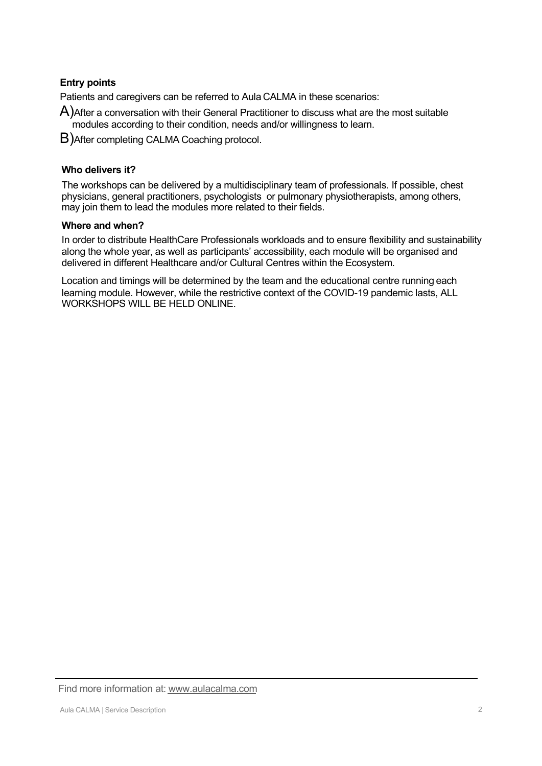**Entry points**

Patients and caregivers can be referred to Aula CALMA in these scenarios:

A) After a conversation with their General Practitioner to discuss what are the most suitable modules according to their condition, needs and/or willingness to learn.

B) After completing CALMA Coaching protocol.

**Who delivers it?**

The workshops can be delivered by a multidisciplinary team of professionals. If possible, chest physicians, general practitioners, psychologists or pulmonary physiotherapists, among others, may join them to lead the modules more related to their fields.

**Where and when?**

In order to distribute HealthCare Professionals workloads and to ensure flexibility and sustainability along the whole year, as well as participants' accessibility, each module will be organised and delivered in different Healthcare and/or Cultural Centres within the Ecosystem.

Location and timings will be determined by the team and the educational centre running each learning module. However, while the restrictive context of the COVID-19 pandemic lasts, ALL WORKSHOPS WILL BE HELD ONLINE.

Find more information at: www.aulacalma.com